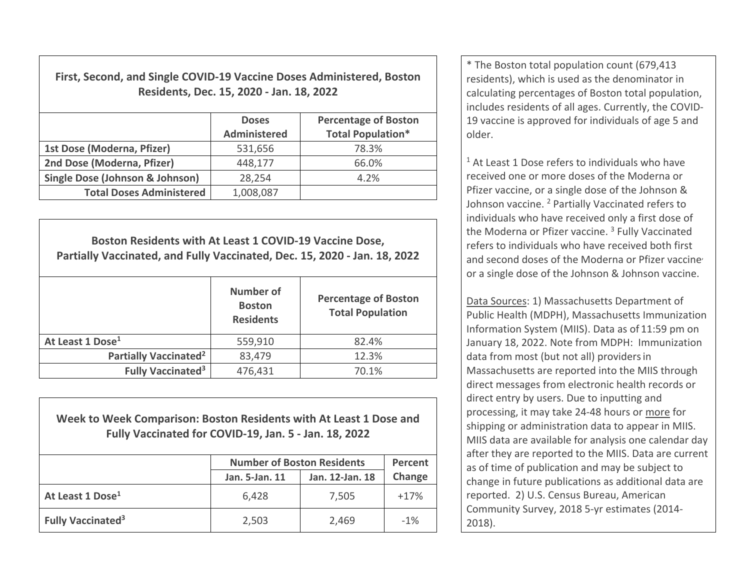### First, Second, and Single COVID-19 Vaccine Doses Administered, Boston Residents, Dec. 15, 2020 - Jan. 18, 2022

| | Doses Administered | Percentage of Boston Total Population* |
|---|---|---|
| **1st Dose (Moderna, Pfizer)** | 531,656 | 78.3% |
| **2nd Dose (Moderna, Pfizer)** | 448,177 | 66.0% |
| **Single Dose (Johnson & Johnson)** | 28,254 | 4.2% |
| **Total Doses Administered** | 1,008,087 | |

### Boston Residents with At Least 1 COVID-19 Vaccine Dose, Partially Vaccinated, and Fully Vaccinated, Dec. 15, 2020 - Jan. 18, 2022

| | Number of Boston Residents | Percentage of Boston Total Population |
|---|---|---|
| **At Least 1 Dose[1]** | 559,910 | 82.4% |
| **Partially Vaccinated[2]** | 83,479 | 12.3% |
| **Fully Vaccinated[3]** | 476,431 | 70.1% |

### Week to Week Comparison: Boston Residents with At Least 1 Dose and Fully Vaccinated for COVID-19, Jan. 5 - Jan. 18, 2022

| | Number of Boston Residents | | Percent Change |
|---|---|---|---|
| | Jan. 5-Jan. 11 | Jan. 12-Jan. 18 | |
| **At Least 1 Dose[1]** | 6,428 | 7,505 | +17% |
| **Fully Vaccinated[3]** | 2,503 | 2,469 | -1% |

* The Boston total population count (679,413 residents), which is used as the denominator in calculating percentages of Boston total population, includes residents of all ages. Currently, the COVID-19 vaccine is approved for individuals of age 5 and older.

[1] At Least 1 Dose refers to individuals who have received one or more doses of the Moderna or Pfizer vaccine, or a single dose of the Johnson & Johnson vaccine. [2] Partially Vaccinated refers to individuals who have received only a first dose of the Moderna or Pfizer vaccine. [3] Fully Vaccinated refers to individuals who have received both first and second doses of the Moderna or Pfizer vaccine, or a single dose of the Johnson & Johnson vaccine.

Data Sources: 1) Massachusetts Department of Public Health (MDPH), Massachusetts Immunization Information System (MIIS). Data as of 11:59 pm on January 18, 2022. Note from MDPH: Immunization data from most (but not all) providers in Massachusetts are reported into the MIIS through direct messages from electronic health records or direct entry by users. Due to inputting and processing, it may take 24-48 hours or more for shipping or administration data to appear in MIIS. MIIS data are available for analysis one calendar day after they are reported to the MIIS. Data are current as of time of publication and may be subject to change in future publications as additional data are reported. 2) U.S. Census Bureau, American Community Survey, 2018 5-yr estimates (2014-2018).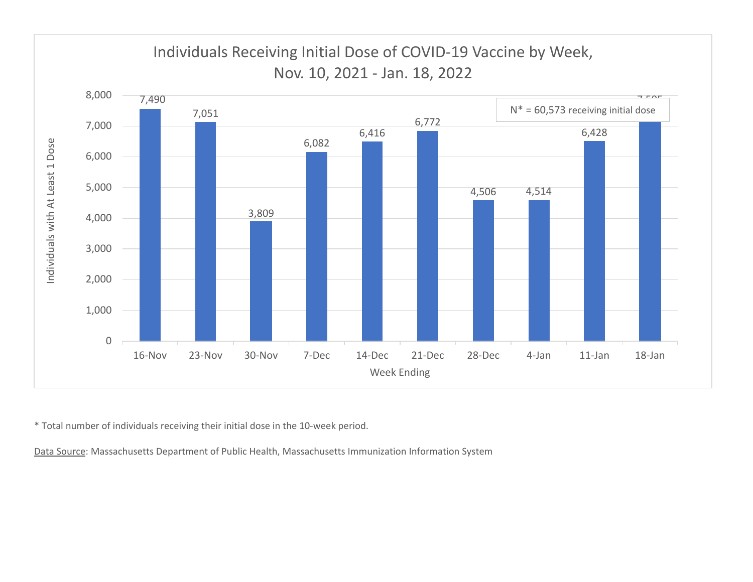## Individuals Receiving Initial Dose of COVID-19 Vaccine by Week, Nov. 10, 2021 - Jan. 18, 2022

N* = 60,573 receiving initial dose

| Week Ending | Individuals with At Least 1 Dose |
|---|---|
| 16-Nov | 7,490 |
| 23-Nov | 7,051 |
| 30-Nov | 3,809 |
| 7-Dec | 6,082 |
| 14-Dec | 6,416 |
| 21-Dec | 6,772 |
| 28-Dec | 4,506 |
| 4-Jan | 4,514 |
| 11-Jan | 6,428 |
| 18-Jan | 7,505 |

* Total number of individuals receiving their initial dose in the 10-week period.

Data Source: Massachusetts Department of Public Health, Massachusetts Immunization Information System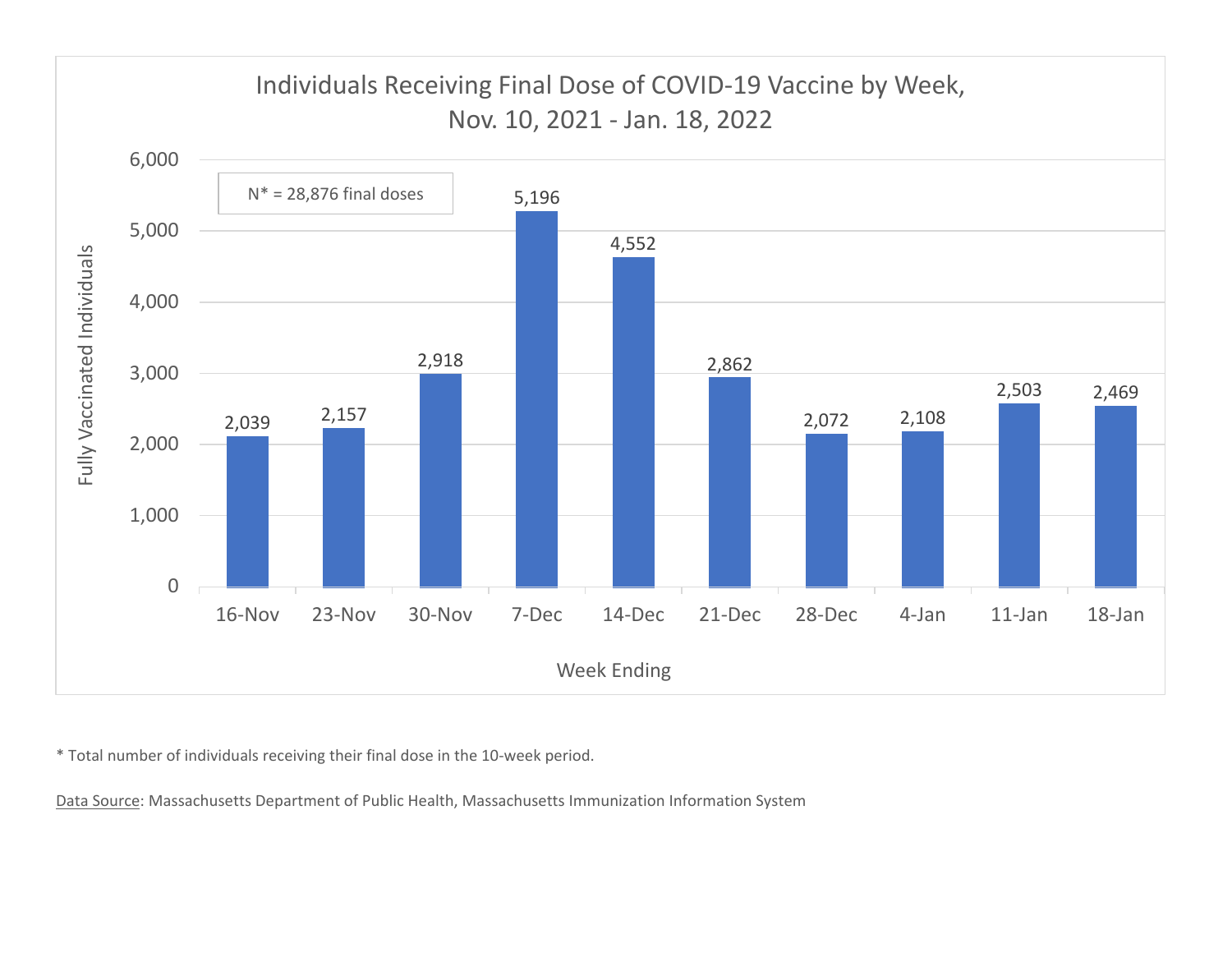## Individuals Receiving Final Dose of COVID-19 Vaccine by Week, Nov. 10, 2021 - Jan. 18, 2022

N* = 28,876 final doses

| Week Ending | Fully Vaccinated Individuals |
|---|---|
| 16-Nov | 2,039 |
| 23-Nov | 2,157 |
| 30-Nov | 2,918 |
| 7-Dec | 5,196 |
| 14-Dec | 4,552 |
| 21-Dec | 2,862 |
| 28-Dec | 2,072 |
| 4-Jan | 2,108 |
| 11-Jan | 2,503 |
| 18-Jan | 2,469 |

* Total number of individuals receiving their final dose in the 10-week period.

Data Source: Massachusetts Department of Public Health, Massachusetts Immunization Information System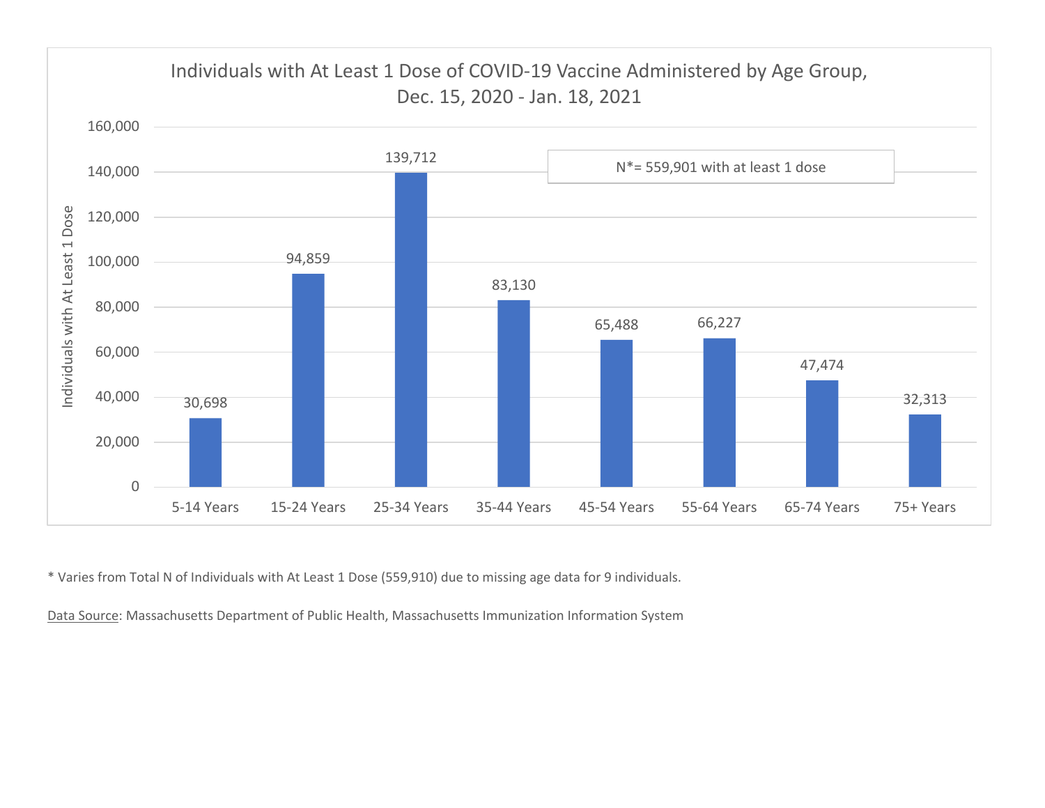## Individuals with At Least 1 Dose of COVID-19 Vaccine Administered by Age Group, Dec. 15, 2020 - Jan. 18, 2021

N*= 559,901 with at least 1 dose

| Age Group | Individuals with At Least 1 Dose |
|---|---|
| 5-14 Years | 30,698 |
| 15-24 Years | 94,859 |
| 25-34 Years | 139,712 |
| 35-44 Years | 83,130 |
| 45-54 Years | 65,488 |
| 55-64 Years | 66,227 |
| 65-74 Years | 47,474 |
| 75+ Years | 32,313 |

* Varies from Total N of Individuals with At Least 1 Dose (559,910) due to missing age data for 9 individuals.

Data Source: Massachusetts Department of Public Health, Massachusetts Immunization Information System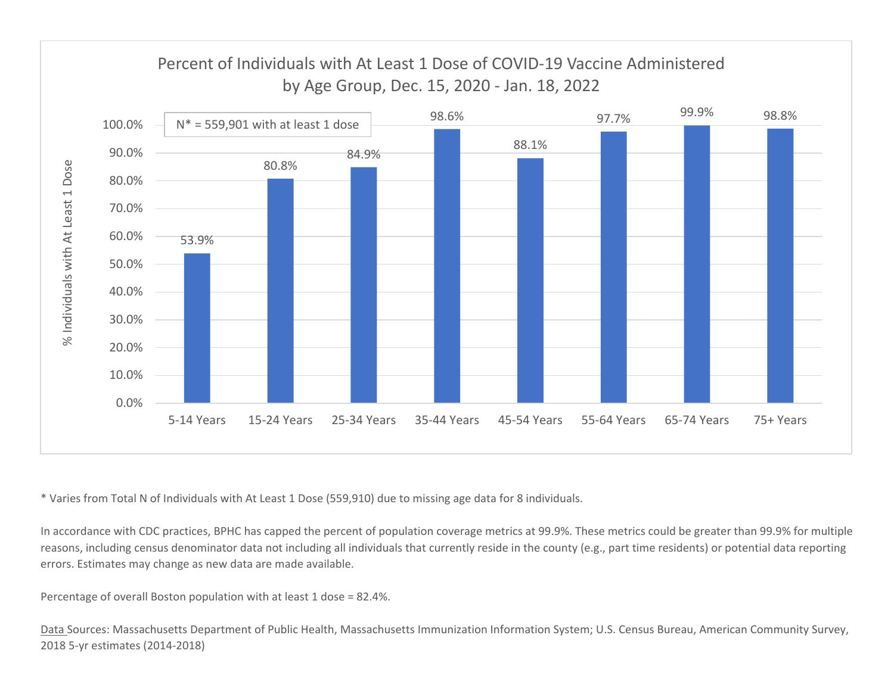## Percent of Individuals with At Least 1 Dose of COVID-19 Vaccine Administered by Age Group, Dec. 15, 2020 - Jan. 18, 2022

N* = 559,901 with at least 1 dose

| Age Group | % Individuals with At Least 1 Dose |
|---|---|
| 5-14 Years | 53.9% |
| 15-24 Years | 80.8% |
| 25-34 Years | 84.9% |
| 35-44 Years | 98.6% |
| 45-54 Years | 88.1% |
| 55-64 Years | 97.7% |
| 65-74 Years | 99.9% |
| 75+ Years | 98.8% |

* Varies from Total N of Individuals with At Least 1 Dose (559,910) due to missing age data for 8 individuals.

In accordance with CDC practices, BPHC has capped the percent of population coverage metrics at 99.9%. These metrics could be greater than 99.9% for multiple reasons, including census denominator data not including all individuals that currently reside in the county (e.g., part time residents) or potential data reporting errors. Estimates may change as new data are made available.

Percentage of overall Boston population with at least 1 dose = 82.4%.

Data Sources: Massachusetts Department of Public Health, Massachusetts Immunization Information System; U.S. Census Bureau, American Community Survey, 2018 5-yr estimates (2014-2018)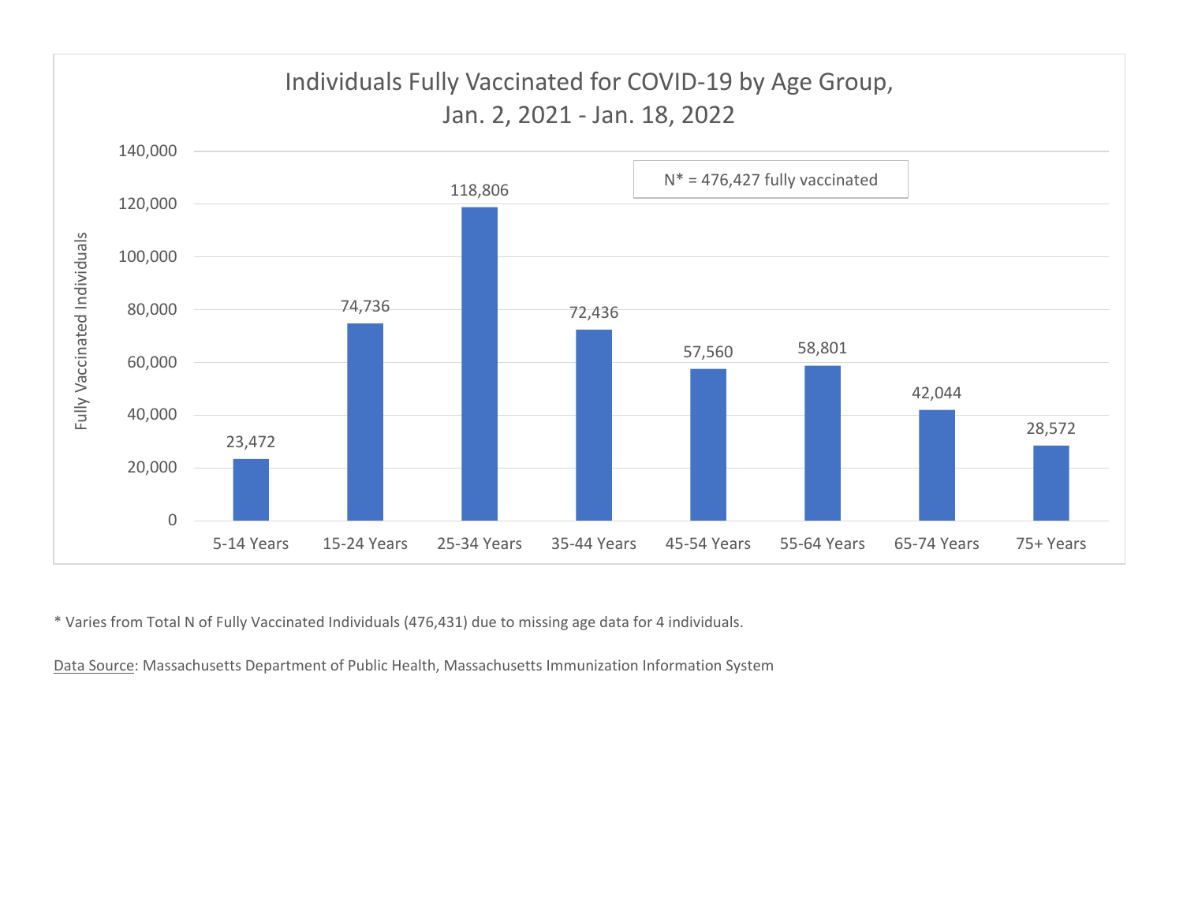## Individuals Fully Vaccinated for COVID-19 by Age Group, Jan. 2, 2021 - Jan. 18, 2022

N* = 476,427 fully vaccinated

| Age Group | Fully Vaccinated Individuals |
| --- | --- |
| 5-14 Years | 23,472 |
| 15-24 Years | 74,736 |
| 25-34 Years | 118,806 |
| 35-44 Years | 72,436 |
| 45-54 Years | 57,560 |
| 55-64 Years | 58,801 |
| 65-74 Years | 42,044 |
| 75+ Years | 28,572 |

* Varies from Total N of Fully Vaccinated Individuals (476,431) due to missing age data for 4 individuals.

Data Source: Massachusetts Department of Public Health, Massachusetts Immunization Information System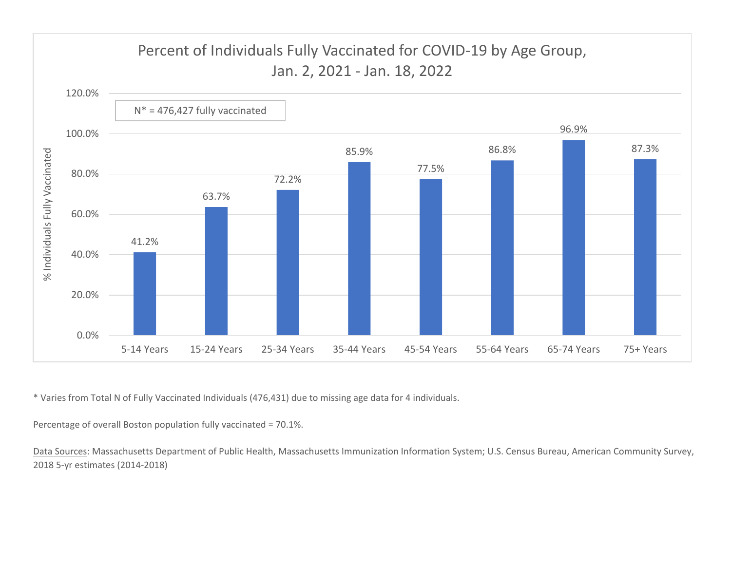## Percent of Individuals Fully Vaccinated for COVID-19 by Age Group, Jan. 2, 2021 - Jan. 18, 2022

N* = 476,427 fully vaccinated

| Age Group | % Individuals Fully Vaccinated |
| --- | --- |
| 5-14 Years | 41.2% |
| 15-24 Years | 63.7% |
| 25-34 Years | 72.2% |
| 35-44 Years | 85.9% |
| 45-54 Years | 77.5% |
| 55-64 Years | 86.8% |
| 65-74 Years | 96.9% |
| 75+ Years | 87.3% |

* Varies from Total N of Fully Vaccinated Individuals (476,431) due to missing age data for 4 individuals.

Percentage of overall Boston population fully vaccinated = 70.1%.

Data Sources: Massachusetts Department of Public Health, Massachusetts Immunization Information System; U.S. Census Bureau, American Community Survey, 2018 5-yr estimates (2014-2018)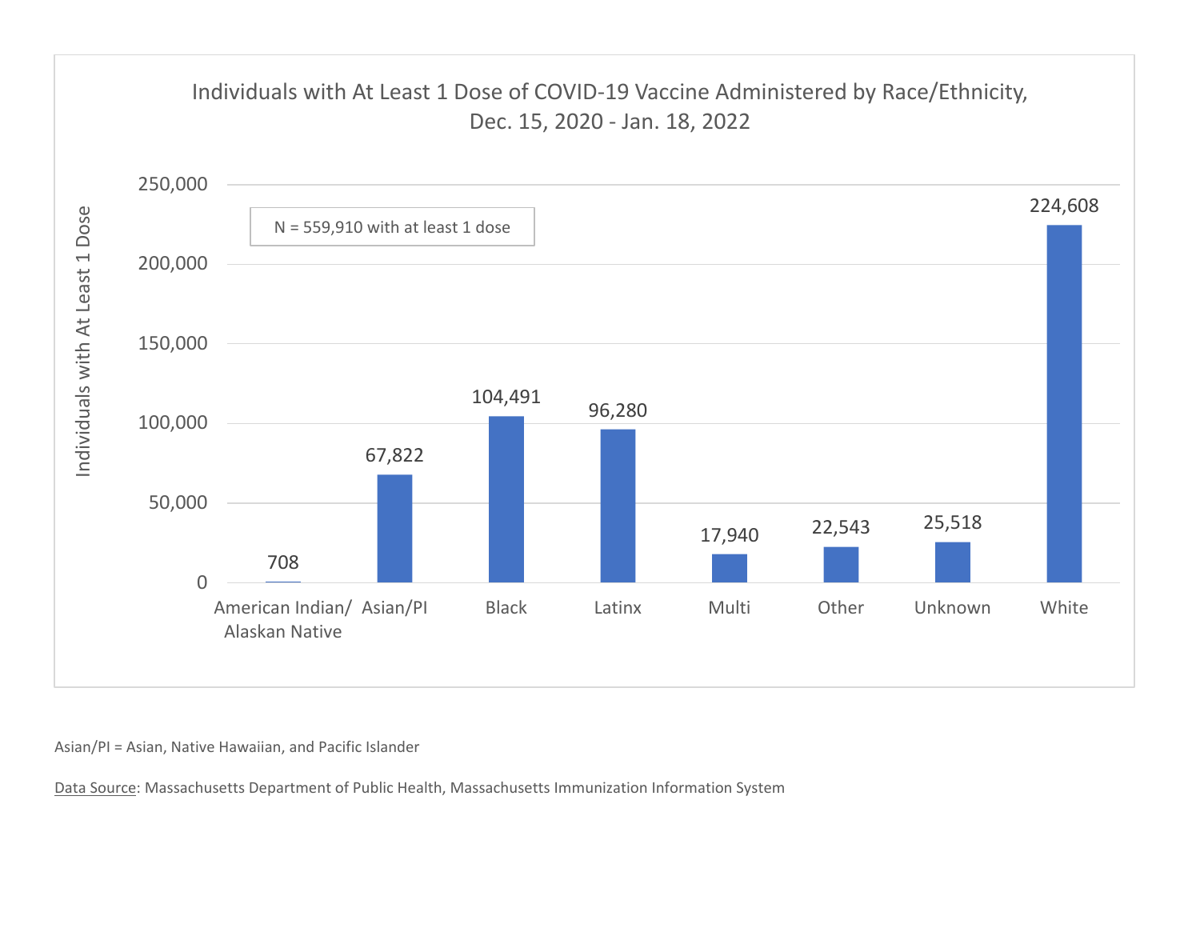## Individuals with At Least 1 Dose of COVID-19 Vaccine Administered by Race/Ethnicity, Dec. 15, 2020 - Jan. 18, 2022

N = 559,910 with at least 1 dose

| Race/Ethnicity | Individuals with At Least 1 Dose |
|---|---|
| American Indian/ Alaskan Native | 708 |
| Asian/PI | 67,822 |
| Black | 104,491 |
| Latinx | 96,280 |
| Multi | 17,940 |
| Other | 22,543 |
| Unknown | 25,518 |
| White | 224,608 |

Asian/PI = Asian, Native Hawaiian, and Pacific Islander

Data Source: Massachusetts Department of Public Health, Massachusetts Immunization Information System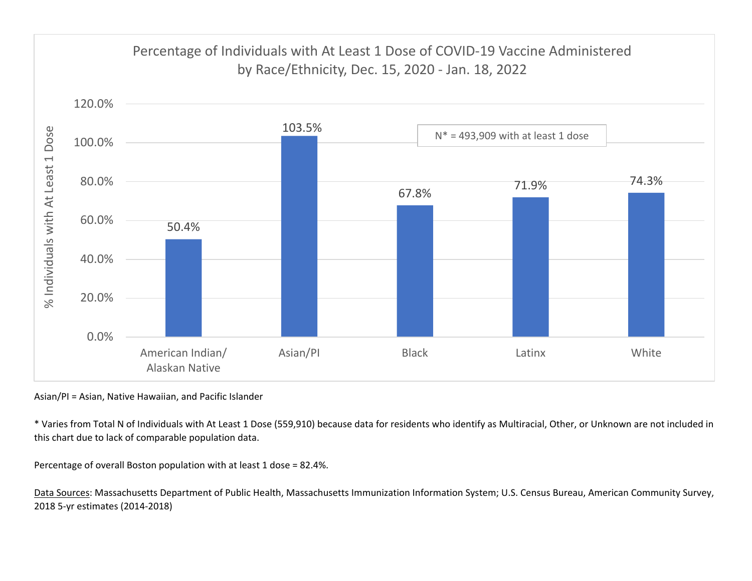**Percentage of Individuals with At Least 1 Dose of COVID-19 Vaccine Administered by Race/Ethnicity, Dec. 15, 2020 - Jan. 18, 2022**

N* = 493,909 with at least 1 dose

| Race/Ethnicity | % Individuals with At Least 1 Dose |
| --- | --- |
| American Indian/ Alaskan Native | 50.4% |
| Asian/PI | 103.5% |
| Black | 67.8% |
| Latinx | 71.9% |
| White | 74.3% |

Asian/PI = Asian, Native Hawaiian, and Pacific Islander

* Varies from Total N of Individuals with At Least 1 Dose (559,910) because data for residents who identify as Multiracial, Other, or Unknown are not included in this chart due to lack of comparable population data.

Percentage of overall Boston population with at least 1 dose = 82.4%.

Data Sources: Massachusetts Department of Public Health, Massachusetts Immunization Information System; U.S. Census Bureau, American Community Survey, 2018 5-yr estimates (2014-2018)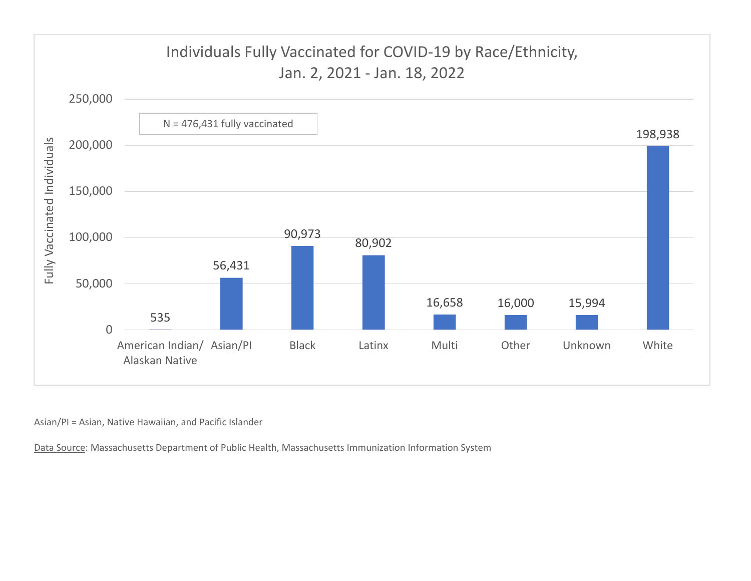**Individuals Fully Vaccinated for COVID-19 by Race/Ethnicity, Jan. 2, 2021 - Jan. 18, 2022**

N = 476,431 fully vaccinated

| Race/Ethnicity | Fully Vaccinated Individuals |
| --- | --- |
| American Indian/ Alaskan Native | 535 |
| Asian/PI | 56,431 |
| Black | 90,973 |
| Latinx | 80,902 |
| Multi | 16,658 |
| Other | 16,000 |
| Unknown | 15,994 |
| White | 198,938 |

Asian/PI = Asian, Native Hawaiian, and Pacific Islander

Data Source: Massachusetts Department of Public Health, Massachusetts Immunization Information System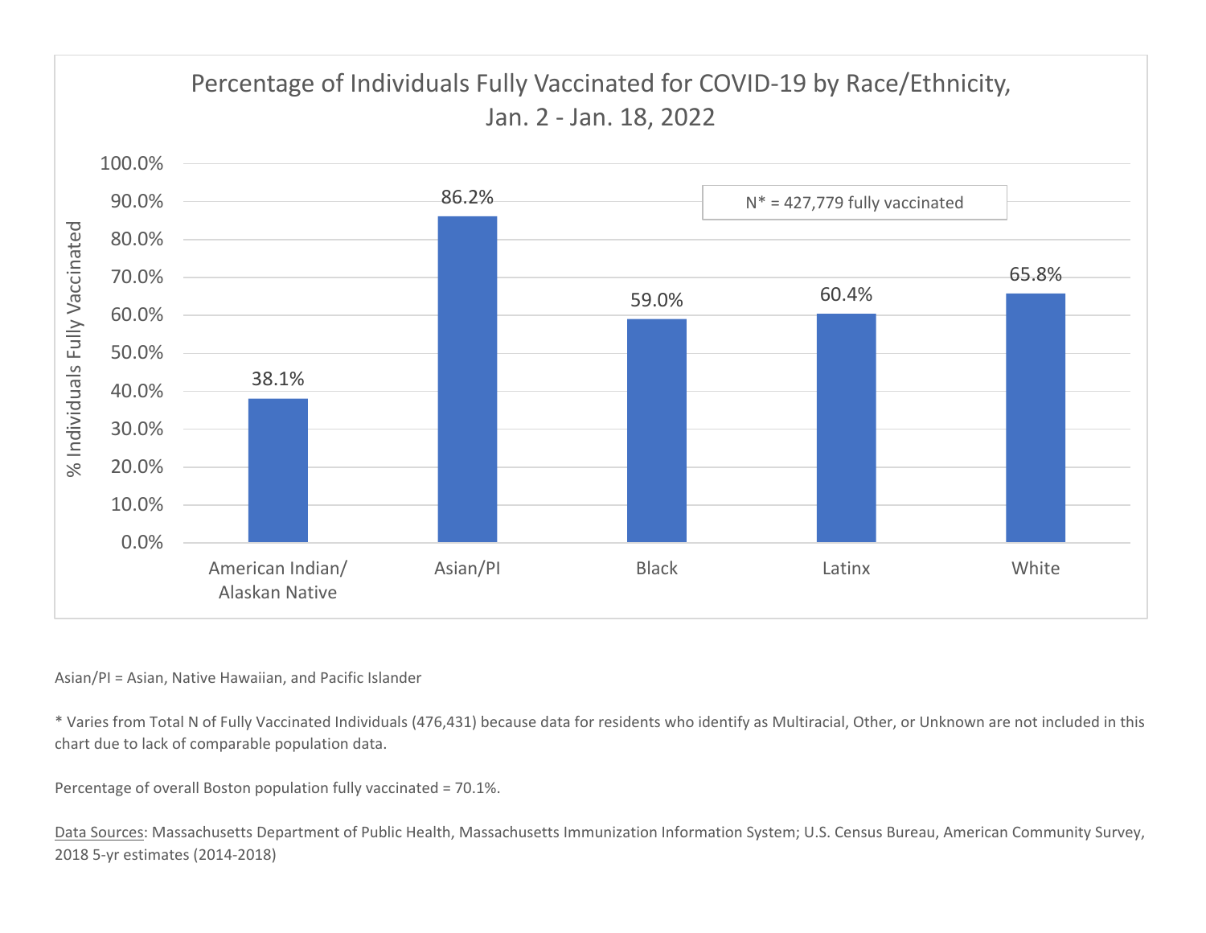## Percentage of Individuals Fully Vaccinated for COVID-19 by Race/Ethnicity, Jan. 2 - Jan. 18, 2022

N* = 427,779 fully vaccinated

| Race/Ethnicity | % Individuals Fully Vaccinated |
|---|---|
| American Indian/ Alaskan Native | 38.1% |
| Asian/PI | 86.2% |
| Black | 59.0% |
| Latinx | 60.4% |
| White | 65.8% |

Asian/PI = Asian, Native Hawaiian, and Pacific Islander

* Varies from Total N of Fully Vaccinated Individuals (476,431) because data for residents who identify as Multiracial, Other, or Unknown are not included in this chart due to lack of comparable population data.

Percentage of overall Boston population fully vaccinated = 70.1%.

Data Sources: Massachusetts Department of Public Health, Massachusetts Immunization Information System; U.S. Census Bureau, American Community Survey, 2018 5-yr estimates (2014-2018)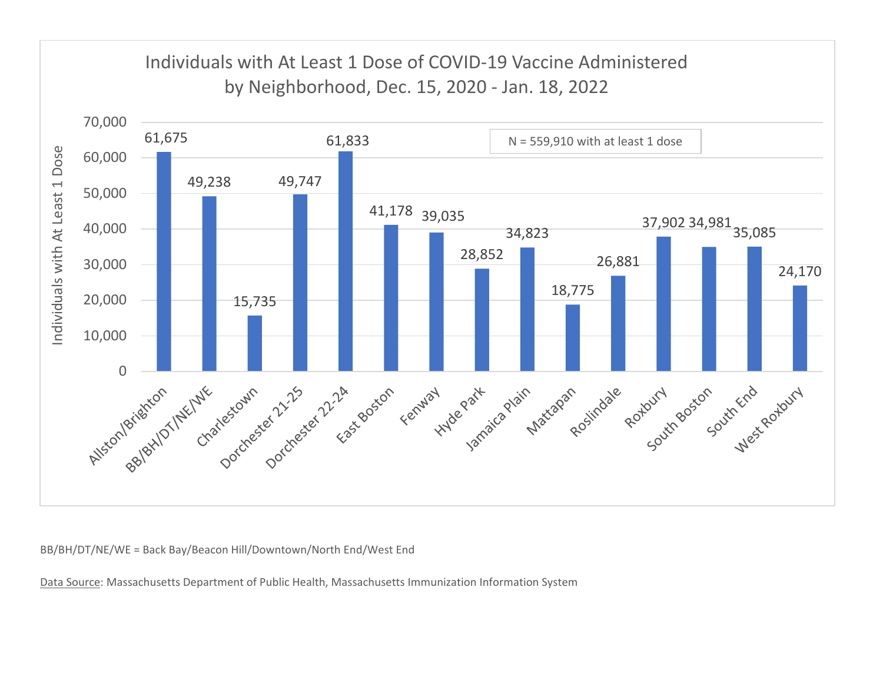## Individuals with At Least 1 Dose of COVID-19 Vaccine Administered by Neighborhood, Dec. 15, 2020 - Jan. 18, 2022

N = 559,910 with at least 1 dose

| Neighborhood | Individuals with At Least 1 Dose |
|---|---|
| Allston/Brighton | 61,675 |
| BB/BH/DT/NE/WE | 49,238 |
| Charlestown | 15,735 |
| Dorchester 21-25 | 49,747 |
| Dorchester 22-24 | 61,833 |
| East Boston | 41,178 |
| Fenway | 39,035 |
| Hyde Park | 28,852 |
| Jamaica Plain | 34,823 |
| Mattapan | 18,775 |
| Roslindale | 26,881 |
| Roxbury | 37,902 |
| South Boston | 34,981 |
| South End | 35,085 |
| West Roxbury | 24,170 |

BB/BH/DT/NE/WE = Back Bay/Beacon Hill/Downtown/North End/West End

Data Source: Massachusetts Department of Public Health, Massachusetts Immunization Information System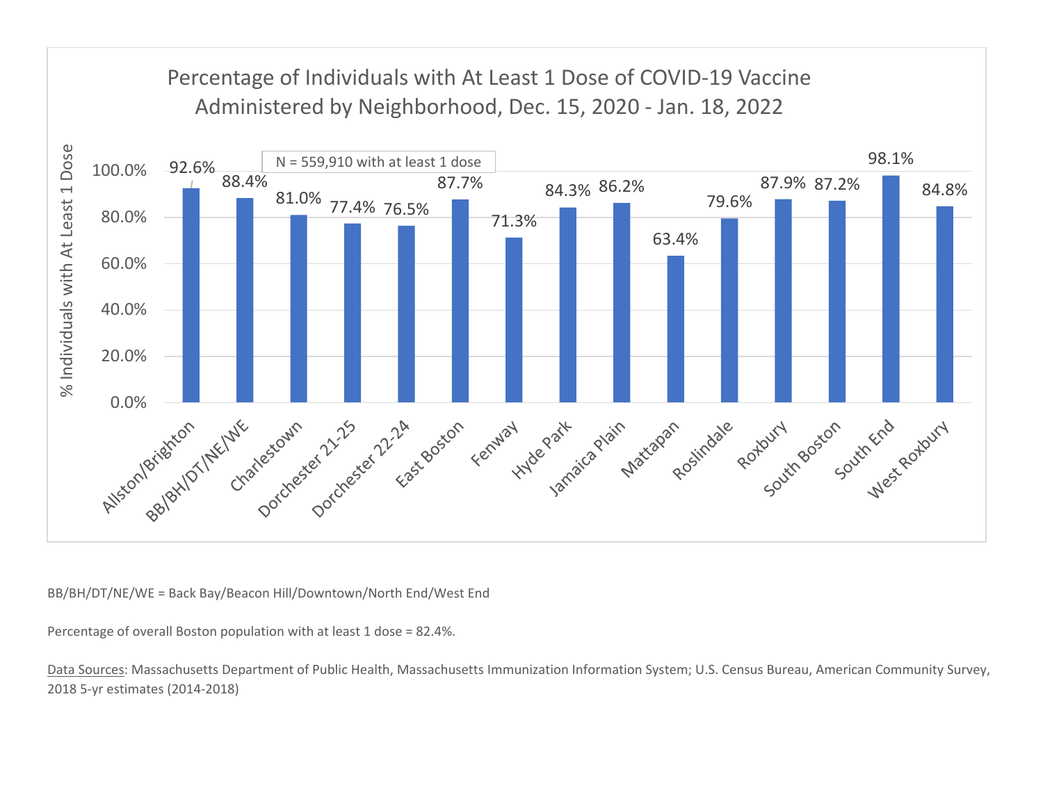## Percentage of Individuals with At Least 1 Dose of COVID-19 Vaccine Administered by Neighborhood, Dec. 15, 2020 - Jan. 18, 2022

N = 559,910 with at least 1 dose

| Neighborhood | % Individuals with At Least 1 Dose |
| --- | --- |
| Allston/Brighton | 92.6% |
| BB/BH/DT/NE/WE | 88.4% |
| Charlestown | 81.0% |
| Dorchester 21-25 | 77.4% |
| Dorchester 22-24 | 76.5% |
| East Boston | 87.7% |
| Fenway | 71.3% |
| Hyde Park | 84.3% |
| Jamaica Plain | 86.2% |
| Mattapan | 63.4% |
| Roslindale | 79.6% |
| Roxbury | 87.9% |
| South Boston | 87.2% |
| South End | 98.1% |
| West Roxbury | 84.8% |

BB/BH/DT/NE/WE = Back Bay/Beacon Hill/Downtown/North End/West End

Percentage of overall Boston population with at least 1 dose = 82.4%.

Data Sources: Massachusetts Department of Public Health, Massachusetts Immunization Information System; U.S. Census Bureau, American Community Survey, 2018 5-yr estimates (2014-2018)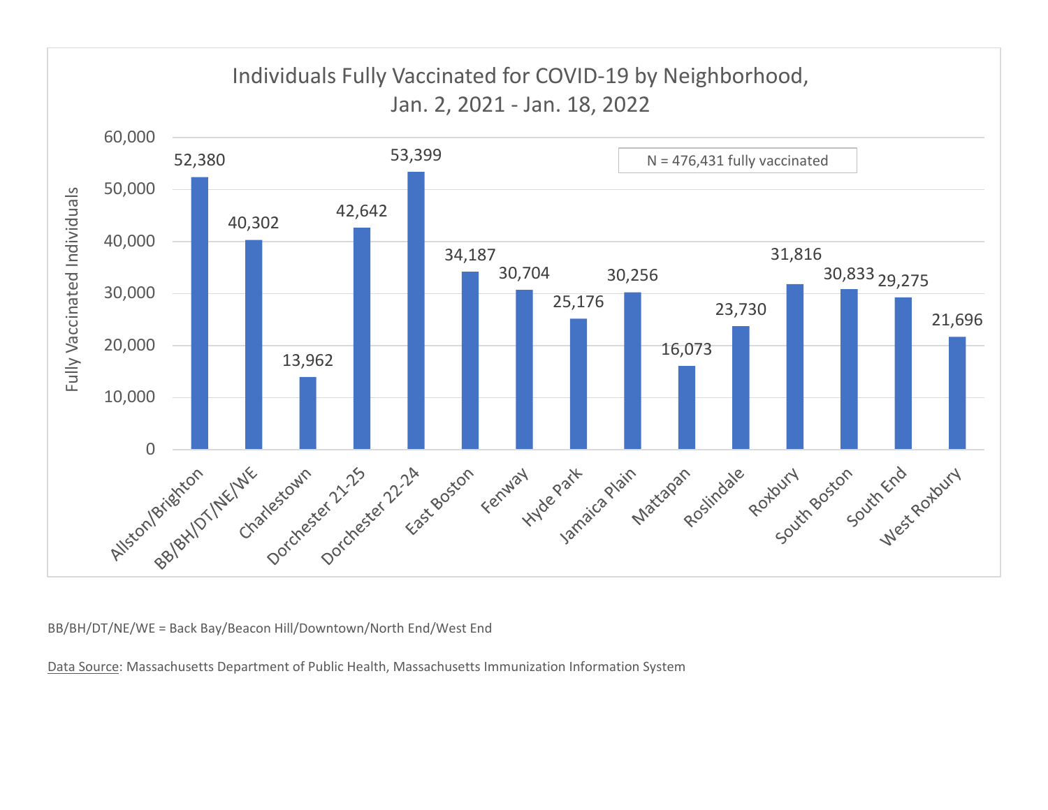## Individuals Fully Vaccinated for COVID-19 by Neighborhood, Jan. 2, 2021 - Jan. 18, 2022

N = 476,431 fully vaccinated

| Neighborhood | Fully Vaccinated Individuals |
|---|---|
| Allston/Brighton | 52,380 |
| BB/BH/DT/NE/WE | 40,302 |
| Charlestown | 13,962 |
| Dorchester 21-25 | 42,642 |
| Dorchester 22-24 | 53,399 |
| East Boston | 34,187 |
| Fenway | 30,704 |
| Hyde Park | 25,176 |
| Jamaica Plain | 30,256 |
| Mattapan | 16,073 |
| Roslindale | 23,730 |
| Roxbury | 31,816 |
| South Boston | 30,833 |
| South End | 29,275 |
| West Roxbury | 21,696 |

BB/BH/DT/NE/WE = Back Bay/Beacon Hill/Downtown/North End/West End

Data Source: Massachusetts Department of Public Health, Massachusetts Immunization Information System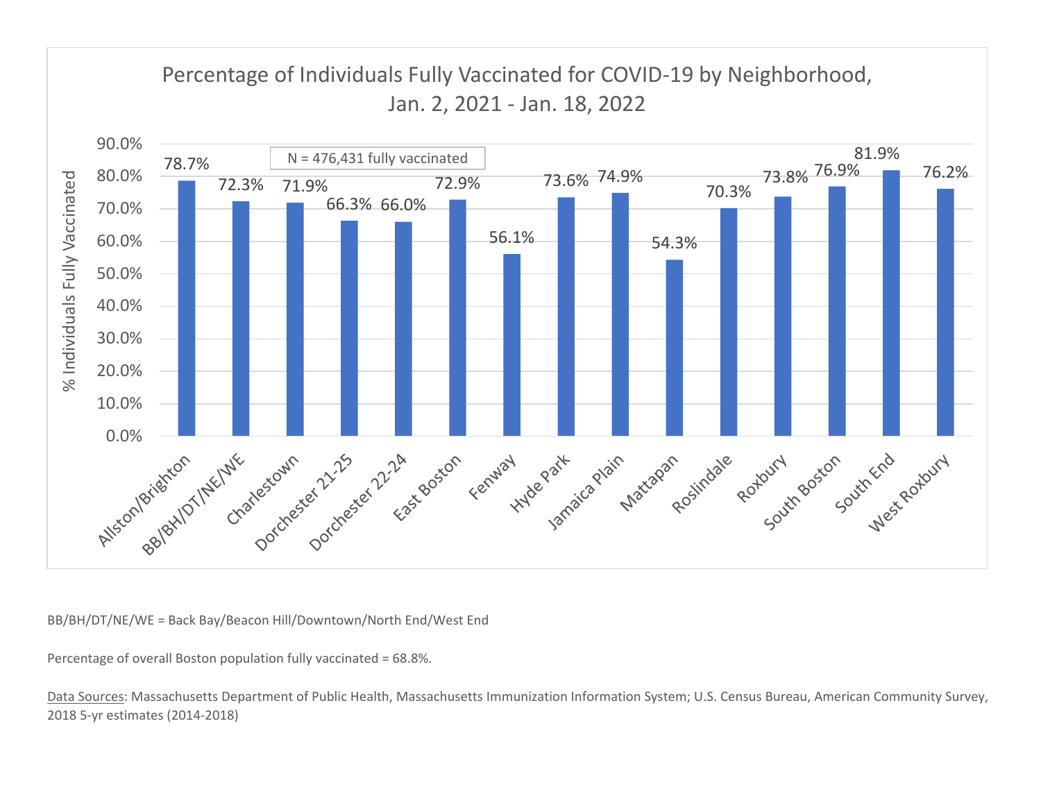## Percentage of Individuals Fully Vaccinated for COVID-19 by Neighborhood, Jan. 2, 2021 - Jan. 18, 2022

N = 476,431 fully vaccinated

| Neighborhood | % Individuals Fully Vaccinated |
|---|---|
| Allston/Brighton | 78.7% |
| BB/BH/DT/NE/WE | 72.3% |
| Charlestown | 71.9% |
| Dorchester 21-25 | 66.3% |
| Dorchester 22-24 | 66.0% |
| East Boston | 72.9% |
| Fenway | 56.1% |
| Hyde Park | 73.6% |
| Jamaica Plain | 74.9% |
| Mattapan | 54.3% |
| Roslindale | 70.3% |
| Roxbury | 73.8% |
| South Boston | 76.9% |
| South End | 81.9% |
| West Roxbury | 76.2% |

BB/BH/DT/NE/WE = Back Bay/Beacon Hill/Downtown/North End/West End

Percentage of overall Boston population fully vaccinated = 68.8%.

Data Sources: Massachusetts Department of Public Health, Massachusetts Immunization Information System; U.S. Census Bureau, American Community Survey, 2018 5-yr estimates (2014-2018)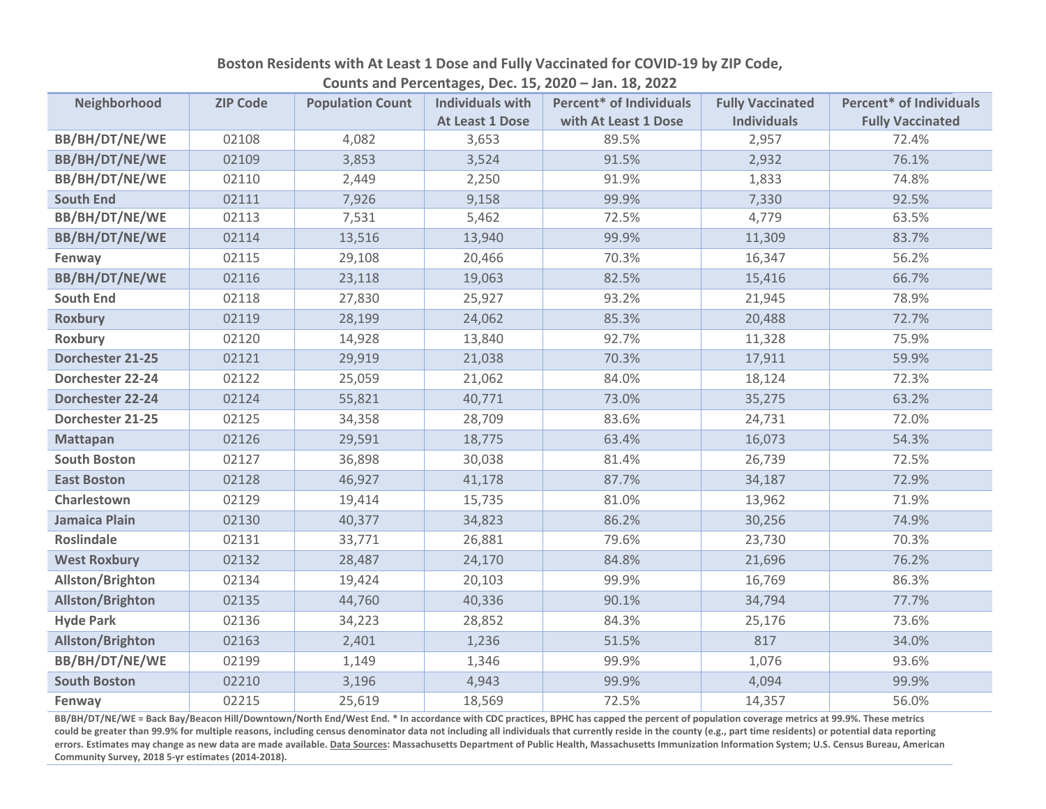## Boston Residents with At Least 1 Dose and Fully Vaccinated for COVID-19 by ZIP Code, Counts and Percentages, Dec. 15, 2020 – Jan. 18, 2022

| Neighborhood | ZIP Code | Population Count | Individuals with At Least 1 Dose | Percent* of Individuals with At Least 1 Dose | Fully Vaccinated Individuals | Percent* of Individuals Fully Vaccinated |
|---|---|---|---|---|---|---|
| BB/BH/DT/NE/WE | 02108 | 4,082 | 3,653 | 89.5% | 2,957 | 72.4% |
| BB/BH/DT/NE/WE | 02109 | 3,853 | 3,524 | 91.5% | 2,932 | 76.1% |
| BB/BH/DT/NE/WE | 02110 | 2,449 | 2,250 | 91.9% | 1,833 | 74.8% |
| South End | 02111 | 7,926 | 9,158 | 99.9% | 7,330 | 92.5% |
| BB/BH/DT/NE/WE | 02113 | 7,531 | 5,462 | 72.5% | 4,779 | 63.5% |
| BB/BH/DT/NE/WE | 02114 | 13,516 | 13,940 | 99.9% | 11,309 | 83.7% |
| Fenway | 02115 | 29,108 | 20,466 | 70.3% | 16,347 | 56.2% |
| BB/BH/DT/NE/WE | 02116 | 23,118 | 19,063 | 82.5% | 15,416 | 66.7% |
| South End | 02118 | 27,830 | 25,927 | 93.2% | 21,945 | 78.9% |
| Roxbury | 02119 | 28,199 | 24,062 | 85.3% | 20,488 | 72.7% |
| Roxbury | 02120 | 14,928 | 13,840 | 92.7% | 11,328 | 75.9% |
| Dorchester 21-25 | 02121 | 29,919 | 21,038 | 70.3% | 17,911 | 59.9% |
| Dorchester 22-24 | 02122 | 25,059 | 21,062 | 84.0% | 18,124 | 72.3% |
| Dorchester 22-24 | 02124 | 55,821 | 40,771 | 73.0% | 35,275 | 63.2% |
| Dorchester 21-25 | 02125 | 34,358 | 28,709 | 83.6% | 24,731 | 72.0% |
| Mattapan | 02126 | 29,591 | 18,775 | 63.4% | 16,073 | 54.3% |
| South Boston | 02127 | 36,898 | 30,038 | 81.4% | 26,739 | 72.5% |
| East Boston | 02128 | 46,927 | 41,178 | 87.7% | 34,187 | 72.9% |
| Charlestown | 02129 | 19,414 | 15,735 | 81.0% | 13,962 | 71.9% |
| Jamaica Plain | 02130 | 40,377 | 34,823 | 86.2% | 30,256 | 74.9% |
| Roslindale | 02131 | 33,771 | 26,881 | 79.6% | 23,730 | 70.3% |
| West Roxbury | 02132 | 28,487 | 24,170 | 84.8% | 21,696 | 76.2% |
| Allston/Brighton | 02134 | 19,424 | 20,103 | 99.9% | 16,769 | 86.3% |
| Allston/Brighton | 02135 | 44,760 | 40,336 | 90.1% | 34,794 | 77.7% |
| Hyde Park | 02136 | 34,223 | 28,852 | 84.3% | 25,176 | 73.6% |
| Allston/Brighton | 02163 | 2,401 | 1,236 | 51.5% | 817 | 34.0% |
| BB/BH/DT/NE/WE | 02199 | 1,149 | 1,346 | 99.9% | 1,076 | 93.6% |
| South Boston | 02210 | 3,196 | 4,943 | 99.9% | 4,094 | 99.9% |
| Fenway | 02215 | 25,619 | 18,569 | 72.5% | 14,357 | 56.0% |

BB/BH/DT/NE/WE = Back Bay/Beacon Hill/Downtown/North End/West End. * In accordance with CDC practices, BPHC has capped the percent of population coverage metrics at 99.9%. These metrics could be greater than 99.9% for multiple reasons, including census denominator data not including all individuals that currently reside in the county (e.g., part time residents) or potential data reporting errors. Estimates may change as new data are made available. Data Sources: Massachusetts Department of Public Health, Massachusetts Immunization Information System; U.S. Census Bureau, American Community Survey, 2018 5-yr estimates (2014-2018).